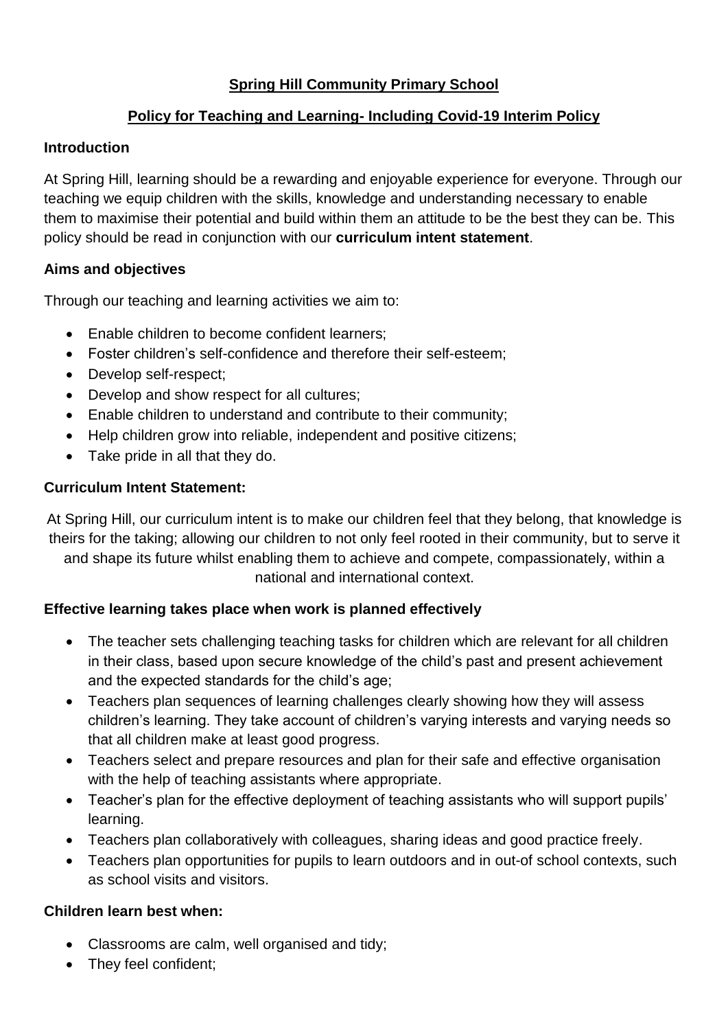# Spring Hill Community Primary School

## Policy for Teaching and Learning- Including Covid-19 Interim Policy

### Introduction

At Spring Hill, learning should be a rewarding and enjoyable experience for everyone. Through our teaching we equip children with the skills, knowledge and understanding necessary to enable them to maximise their potential and build within them an attitude to be the best they can be. This policy should be read in conjunction with our **curriculum intent statement**.

### Aims and objectives

Through our teaching and learning activities we aim to:

- Enable children to become confident learners;
- Foster children's self-confidence and therefore their self-esteem;
- Develop self-respect;
- Develop and show respect for all cultures;
- Enable children to understand and contribute to their community;
- Help children grow into reliable, independent and positive citizens;
- Take pride in all that they do.

### Curriculum Intent Statement:

At Spring Hill, our curriculum intent is to make our children feel that they belong, that knowledge is theirs for the taking; allowing our children to not only feel rooted in their community, but to serve it and shape its future whilst enabling them to achieve and compete, compassionately, within a national and international context.

### Effective learning takes place when work is planned effectively

- The teacher sets challenging teaching tasks for children which are relevant for all children in their class, based upon secure knowledge of the child's past and present achievement and the expected standards for the child's age;
- Teachers plan sequences of learning challenges clearly showing how they will assess children's learning. They take account of children's varying interests and varying needs so that all children make at least good progress.
- Teachers select and prepare resources and plan for their safe and effective organisation with the help of teaching assistants where appropriate.
- Teacher's plan for the effective deployment of teaching assistants who will support pupils' learning.
- Teachers plan collaboratively with colleagues, sharing ideas and good practice freely.
- Teachers plan opportunities for pupils to learn outdoors and in out-of school contexts, such as school visits and visitors.

### Children learn best when:

- Classrooms are calm, well organised and tidy;
- They feel confident;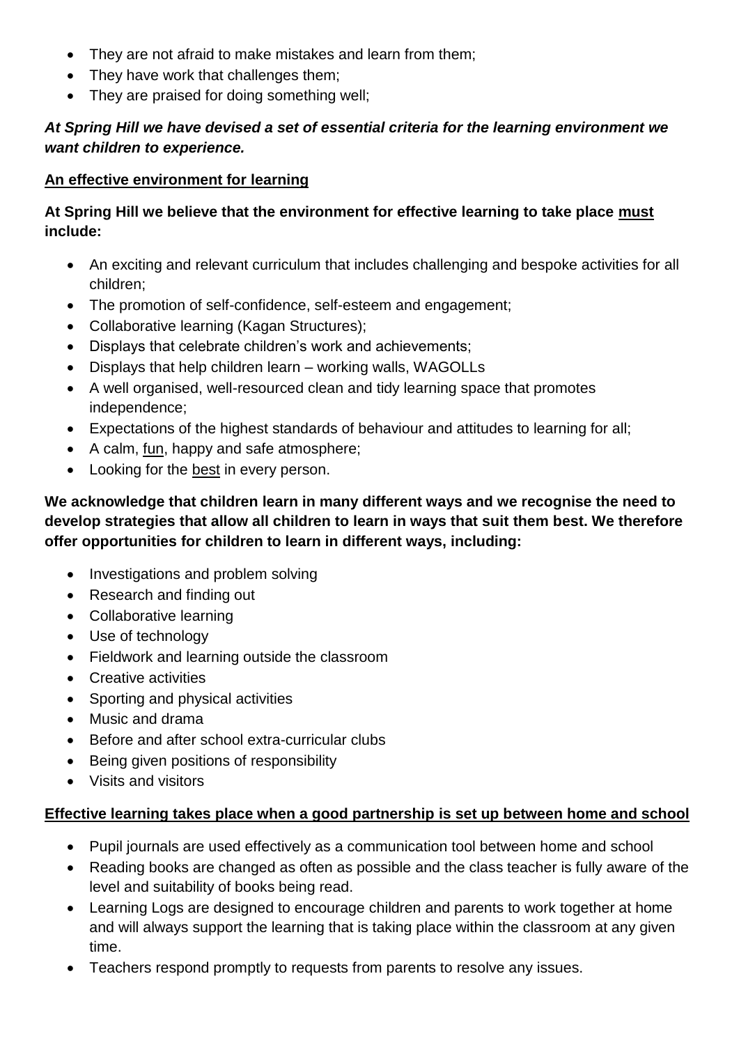- They are not afraid to make mistakes and learn from them;
- They have work that challenges them;
- They are praised for doing something well;

***At Spring Hill we have devised a set of essential criteria for the learning environment we want children to experience.***

**<u>An effective environment for learning</u>**

**At Spring Hill we believe that the environment for effective learning to take place <u>must</u> include:**

- An exciting and relevant curriculum that includes challenging and bespoke activities for all children;
- The promotion of self-confidence, self-esteem and engagement;
- Collaborative learning (Kagan Structures);
- Displays that celebrate children's work and achievements;
- Displays that help children learn – working walls, WAGOLLs
- A well organised, well-resourced clean and tidy learning space that promotes independence;
- Expectations of the highest standards of behaviour and attitudes to learning for all;
- A calm, <u>fun</u>, happy and safe atmosphere;
- Looking for the <u>best</u> in every person.

**We acknowledge that children learn in many different ways and we recognise the need to develop strategies that allow all children to learn in ways that suit them best. We therefore offer opportunities for children to learn in different ways, including:**

- Investigations and problem solving
- Research and finding out
- Collaborative learning
- Use of technology
- Fieldwork and learning outside the classroom
- Creative activities
- Sporting and physical activities
- Music and drama
- Before and after school extra-curricular clubs
- Being given positions of responsibility
- Visits and visitors

**<u>Effective learning takes place when a good partnership is set up between home and school</u>**

- Pupil journals are used effectively as a communication tool between home and school
- Reading books are changed as often as possible and the class teacher is fully aware of the level and suitability of books being read.
- Learning Logs are designed to encourage children and parents to work together at home and will always support the learning that is taking place within the classroom at any given time.
- Teachers respond promptly to requests from parents to resolve any issues.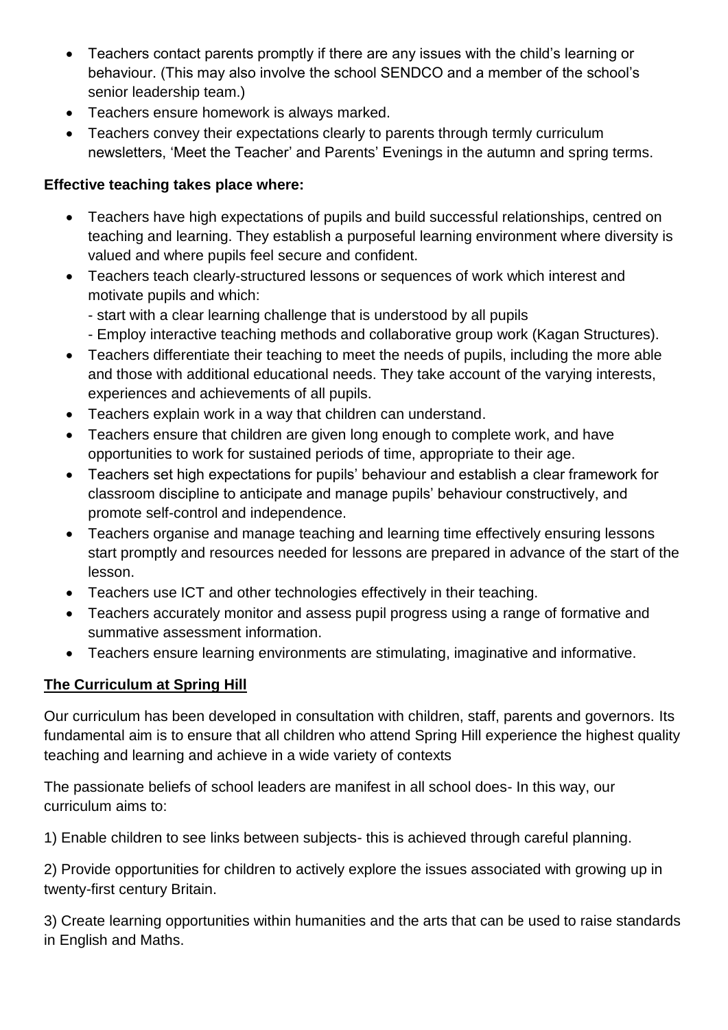- Teachers contact parents promptly if there are any issues with the child's learning or behaviour. (This may also involve the school SENDCO and a member of the school's senior leadership team.)
- Teachers ensure homework is always marked.
- Teachers convey their expectations clearly to parents through termly curriculum newsletters, 'Meet the Teacher' and Parents' Evenings in the autumn and spring terms.

**Effective teaching takes place where:**

- Teachers have high expectations of pupils and build successful relationships, centred on teaching and learning. They establish a purposeful learning environment where diversity is valued and where pupils feel secure and confident.
- Teachers teach clearly-structured lessons or sequences of work which interest and motivate pupils and which:
  - start with a clear learning challenge that is understood by all pupils
  - Employ interactive teaching methods and collaborative group work (Kagan Structures).
- Teachers differentiate their teaching to meet the needs of pupils, including the more able and those with additional educational needs. They take account of the varying interests, experiences and achievements of all pupils.
- Teachers explain work in a way that children can understand.
- Teachers ensure that children are given long enough to complete work, and have opportunities to work for sustained periods of time, appropriate to their age.
- Teachers set high expectations for pupils' behaviour and establish a clear framework for classroom discipline to anticipate and manage pupils' behaviour constructively, and promote self-control and independence.
- Teachers organise and manage teaching and learning time effectively ensuring lessons start promptly and resources needed for lessons are prepared in advance of the start of the lesson.
- Teachers use ICT and other technologies effectively in their teaching.
- Teachers accurately monitor and assess pupil progress using a range of formative and summative assessment information.
- Teachers ensure learning environments are stimulating, imaginative and informative.

## The Curriculum at Spring Hill

Our curriculum has been developed in consultation with children, staff, parents and governors. Its fundamental aim is to ensure that all children who attend Spring Hill experience the highest quality teaching and learning and achieve in a wide variety of contexts

The passionate beliefs of school leaders are manifest in all school does- In this way, our curriculum aims to:

1) Enable children to see links between subjects- this is achieved through careful planning.

2) Provide opportunities for children to actively explore the issues associated with growing up in twenty-first century Britain.

3) Create learning opportunities within humanities and the arts that can be used to raise standards in English and Maths.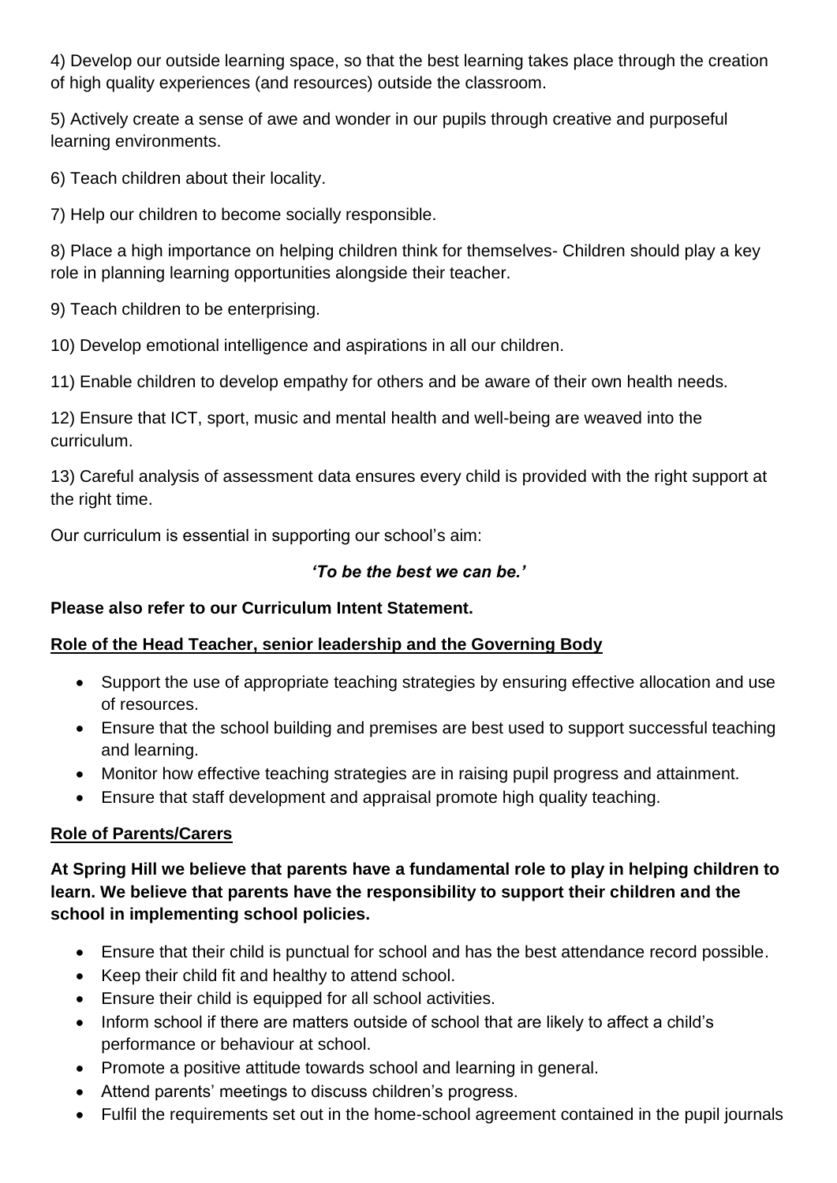4) Develop our outside learning space, so that the best learning takes place through the creation of high quality experiences (and resources) outside the classroom.

5) Actively create a sense of awe and wonder in our pupils through creative and purposeful learning environments.

6) Teach children about their locality.

7) Help our children to become socially responsible.

8) Place a high importance on helping children think for themselves- Children should play a key role in planning learning opportunities alongside their teacher.

9) Teach children to be enterprising.

10) Develop emotional intelligence and aspirations in all our children.

11) Enable children to develop empathy for others and be aware of their own health needs.

12) Ensure that ICT, sport, music and mental health and well-being are weaved into the curriculum.

13) Careful analysis of assessment data ensures every child is provided with the right support at the right time.

Our curriculum is essential in supporting our school's aim:

***'To be the best we can be.'***

**Please also refer to our Curriculum Intent Statement.**

## Role of the Head Teacher, senior leadership and the Governing Body

- Support the use of appropriate teaching strategies by ensuring effective allocation and use of resources.
- Ensure that the school building and premises are best used to support successful teaching and learning.
- Monitor how effective teaching strategies are in raising pupil progress and attainment.
- Ensure that staff development and appraisal promote high quality teaching.

## Role of Parents/Carers

**At Spring Hill we believe that parents have a fundamental role to play in helping children to learn. We believe that parents have the responsibility to support their children and the school in implementing school policies.**

- Ensure that their child is punctual for school and has the best attendance record possible.
- Keep their child fit and healthy to attend school.
- Ensure their child is equipped for all school activities.
- Inform school if there are matters outside of school that are likely to affect a child's performance or behaviour at school.
- Promote a positive attitude towards school and learning in general.
- Attend parents' meetings to discuss children's progress.
- Fulfil the requirements set out in the home-school agreement contained in the pupil journals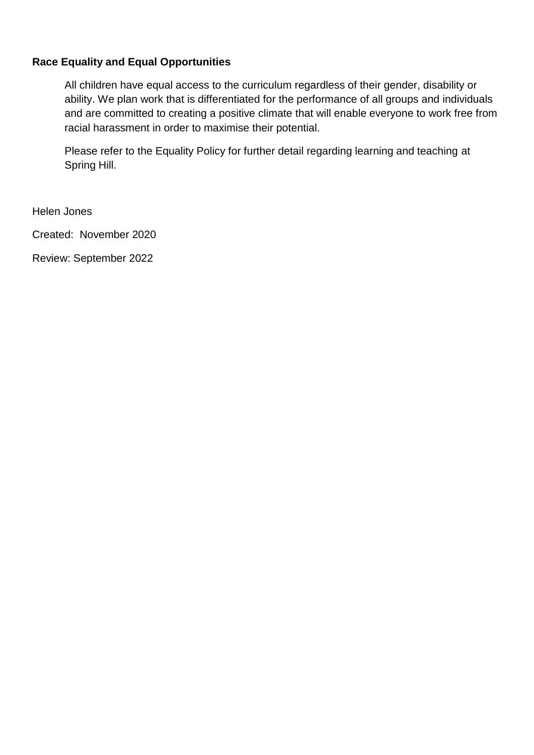**Race Equality and Equal Opportunities**

All children have equal access to the curriculum regardless of their gender, disability or ability. We plan work that is differentiated for the performance of all groups and individuals and are committed to creating a positive climate that will enable everyone to work free from racial harassment in order to maximise their potential.

Please refer to the Equality Policy for further detail regarding learning and teaching at Spring Hill.

Helen Jones

Created: November 2020

Review: September 2022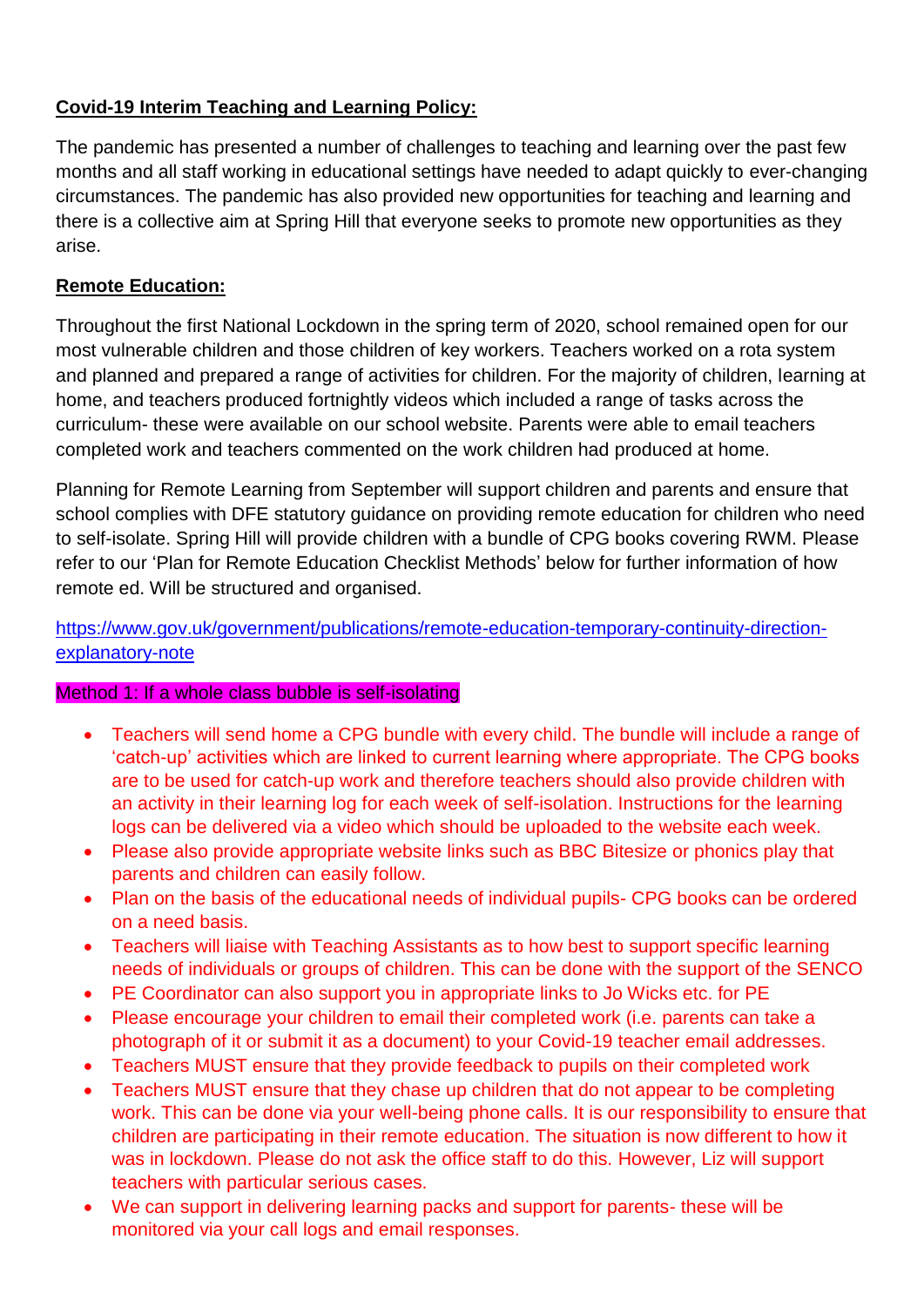**Covid-19 Interim Teaching and Learning Policy:**

The pandemic has presented a number of challenges to teaching and learning over the past few months and all staff working in educational settings have needed to adapt quickly to ever-changing circumstances. The pandemic has also provided new opportunities for teaching and learning and there is a collective aim at Spring Hill that everyone seeks to promote new opportunities as they arise.

**Remote Education:**

Throughout the first National Lockdown in the spring term of 2020, school remained open for our most vulnerable children and those children of key workers. Teachers worked on a rota system and planned and prepared a range of activities for children. For the majority of children, learning at home, and teachers produced fortnightly videos which included a range of tasks across the curriculum- these were available on our school website. Parents were able to email teachers completed work and teachers commented on the work children had produced at home.

Planning for Remote Learning from September will support children and parents and ensure that school complies with DFE statutory guidance on providing remote education for children who need to self-isolate. Spring Hill will provide children with a bundle of CPG books covering RWM. Please refer to our 'Plan for Remote Education Checklist Methods' below for further information of how remote ed. Will be structured and organised.

https://www.gov.uk/government/publications/remote-education-temporary-continuity-direction-explanatory-note

Method 1: If a whole class bubble is self-isolating

- Teachers will send home a CPG bundle with every child. The bundle will include a range of 'catch-up' activities which are linked to current learning where appropriate. The CPG books are to be used for catch-up work and therefore teachers should also provide children with an activity in their learning log for each week of self-isolation. Instructions for the learning logs can be delivered via a video which should be uploaded to the website each week.
- Please also provide appropriate website links such as BBC Bitesize or phonics play that parents and children can easily follow.
- Plan on the basis of the educational needs of individual pupils- CPG books can be ordered on a need basis.
- Teachers will liaise with Teaching Assistants as to how best to support specific learning needs of individuals or groups of children. This can be done with the support of the SENCO
- PE Coordinator can also support you in appropriate links to Jo Wicks etc. for PE
- Please encourage your children to email their completed work (i.e. parents can take a photograph of it or submit it as a document) to your Covid-19 teacher email addresses.
- Teachers MUST ensure that they provide feedback to pupils on their completed work
- Teachers MUST ensure that they chase up children that do not appear to be completing work. This can be done via your well-being phone calls. It is our responsibility to ensure that children are participating in their remote education. The situation is now different to how it was in lockdown. Please do not ask the office staff to do this. However, Liz will support teachers with particular serious cases.
- We can support in delivering learning packs and support for parents- these will be monitored via your call logs and email responses.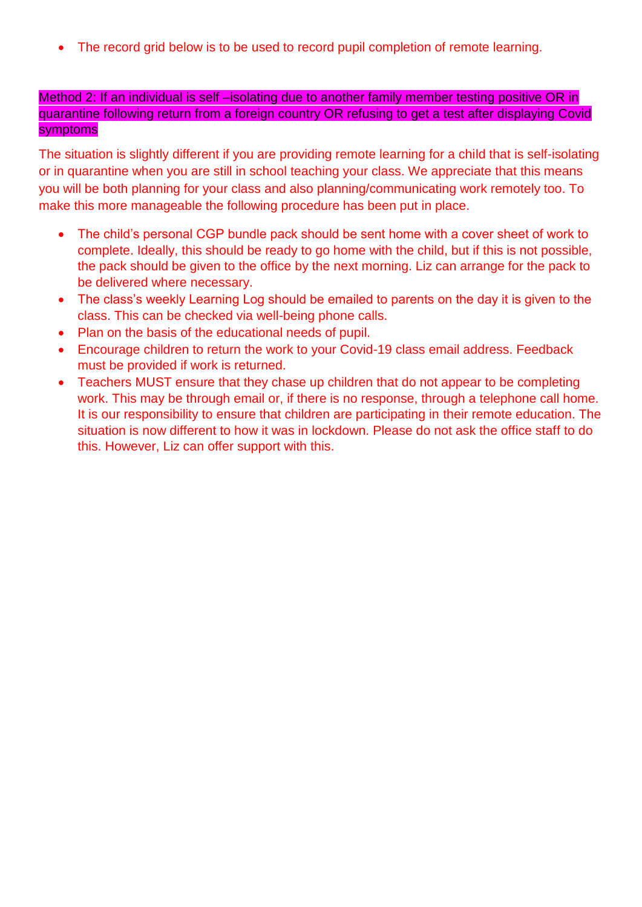- The record grid below is to be used to record pupil completion of remote learning.

Method 2: If an individual is self –isolating due to another family member testing positive OR in quarantine following return from a foreign country OR refusing to get a test after displaying Covid symptoms

The situation is slightly different if you are providing remote learning for a child that is self-isolating or in quarantine when you are still in school teaching your class. We appreciate that this means you will be both planning for your class and also planning/communicating work remotely too. To make this more manageable the following procedure has been put in place.

- The child's personal CGP bundle pack should be sent home with a cover sheet of work to complete. Ideally, this should be ready to go home with the child, but if this is not possible, the pack should be given to the office by the next morning. Liz can arrange for the pack to be delivered where necessary.
- The class's weekly Learning Log should be emailed to parents on the day it is given to the class. This can be checked via well-being phone calls.
- Plan on the basis of the educational needs of pupil.
- Encourage children to return the work to your Covid-19 class email address. Feedback must be provided if work is returned.
- Teachers MUST ensure that they chase up children that do not appear to be completing work. This may be through email or, if there is no response, through a telephone call home. It is our responsibility to ensure that children are participating in their remote education. The situation is now different to how it was in lockdown. Please do not ask the office staff to do this. However, Liz can offer support with this.